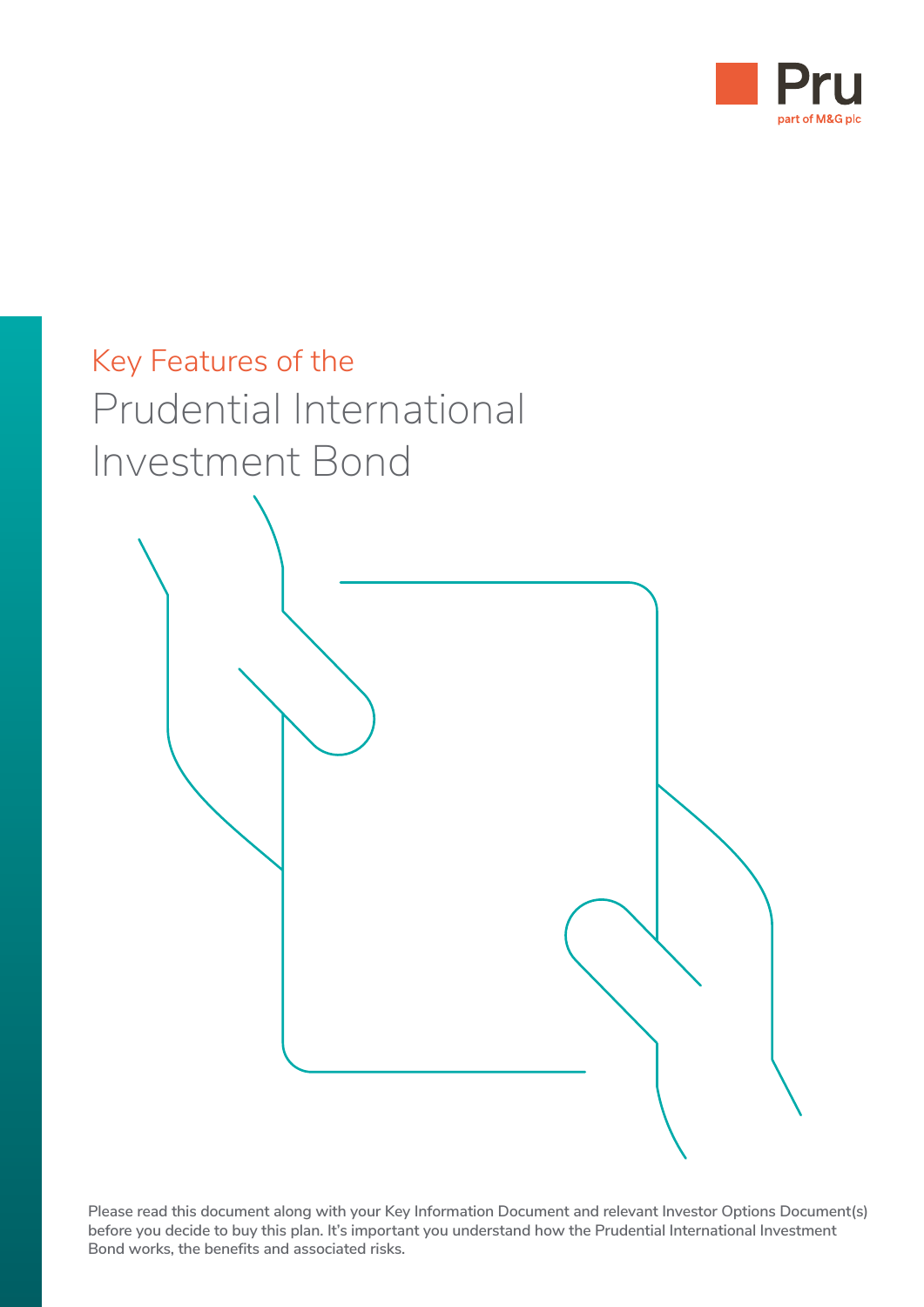Pru

part of M&G plc

# Key Features of the Prudential International Investment Bond

**Please read this document along with your Key Information Document and relevant Investor Options Document(s) before you decide to buy this plan. It's important you understand how the Prudential International Investment Bond works, the benefits and associated risks.**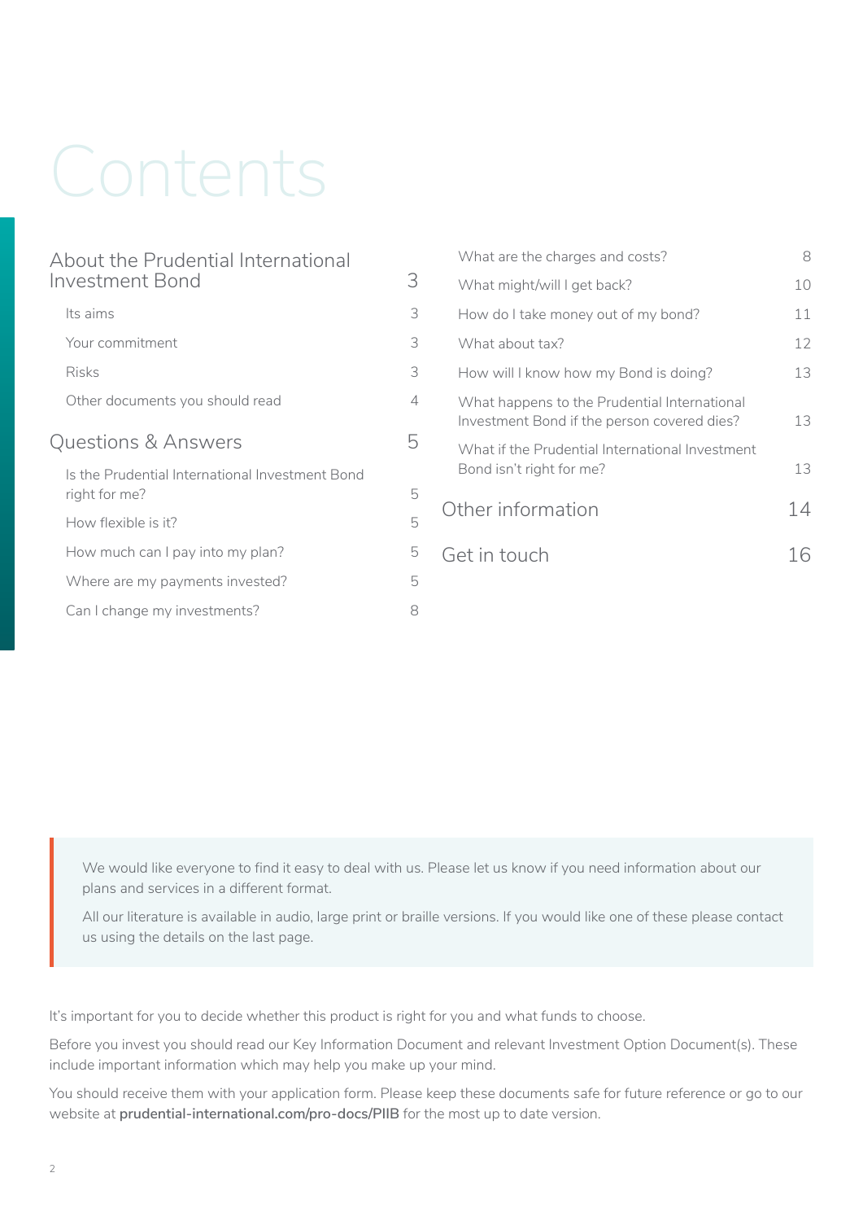# Contents

| | |
|---|---|
| **About the Prudential International Investment Bond** | **3** |
| Its aims | 3 |
| Your commitment | 3 |
| Risks | 3 |
| Other documents you should read | 4 |
| **Questions & Answers** | **5** |
| Is the Prudential International Investment Bond right for me? | 5 |
| How flexible is it? | 5 |
| How much can I pay into my plan? | 5 |
| Where are my payments invested? | 5 |
| Can I change my investments? | 8 |
| What are the charges and costs? | 8 |
| What might/will I get back? | 10 |
| How do I take money out of my bond? | 11 |
| What about tax? | 12 |
| How will I know how my Bond is doing? | 13 |
| What happens to the Prudential International Investment Bond if the person covered dies? | 13 |
| What if the Prudential International Investment Bond isn't right for me? | 13 |
| **Other information** | **14** |
| **Get in touch** | **16** |

We would like everyone to find it easy to deal with us. Please let us know if you need information about our plans and services in a different format.

All our literature is available in audio, large print or braille versions. If you would like one of these please contact us using the details on the last page.

It's important for you to decide whether this product is right for you and what funds to choose.

Before you invest you should read our Key Information Document and relevant Investment Option Document(s). These include important information which may help you make up your mind.

You should receive them with your application form. Please keep these documents safe for future reference or go to our website at **prudential-international.com/pro-docs/PIIB** for the most up to date version.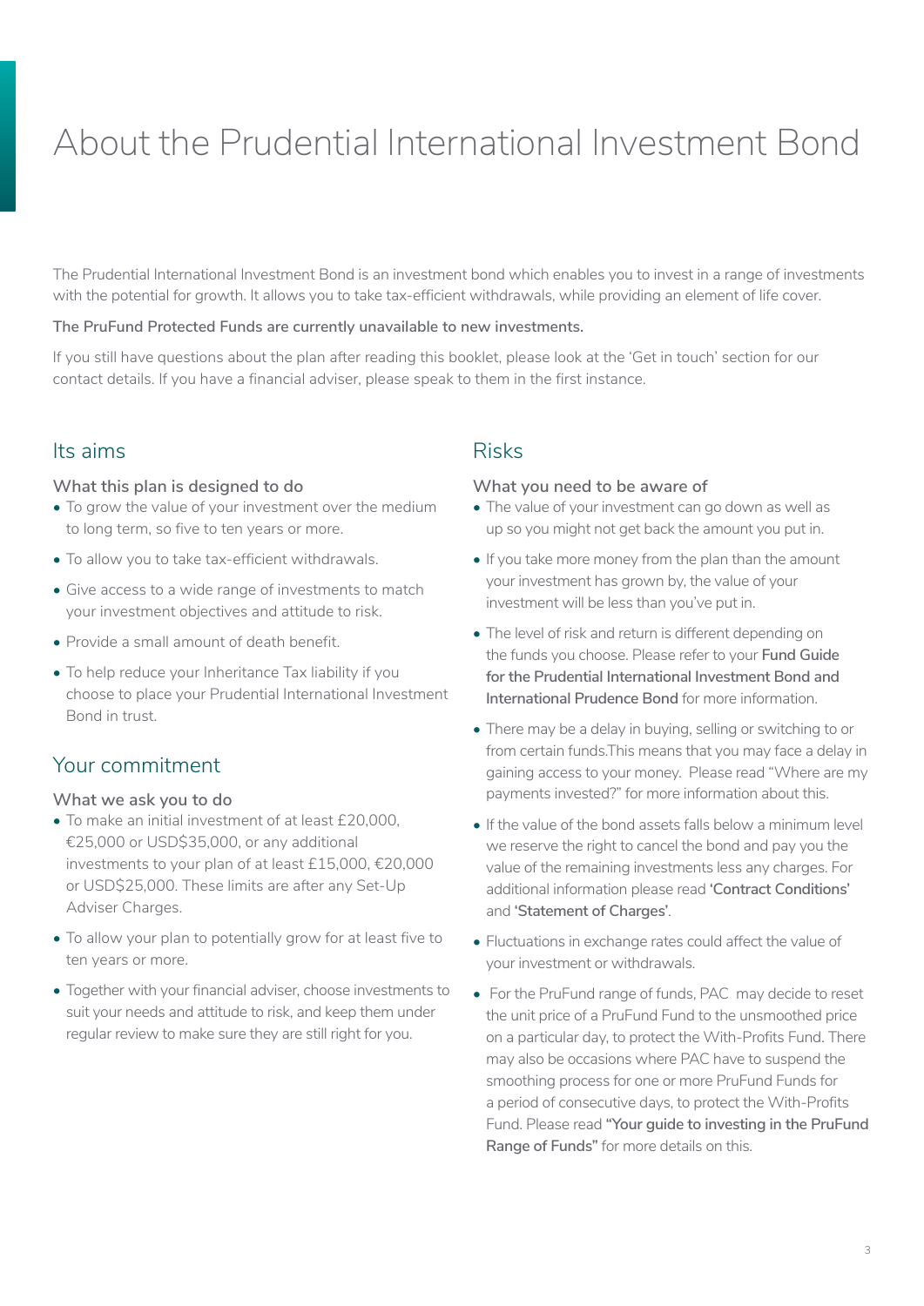# About the Prudential International Investment Bond

The Prudential International Investment Bond is an investment bond which enables you to invest in a range of investments with the potential for growth. It allows you to take tax-efficient withdrawals, while providing an element of life cover.

**The PruFund Protected Funds are currently unavailable to new investments.**

If you still have questions about the plan after reading this booklet, please look at the 'Get in touch' section for our contact details. If you have a financial adviser, please speak to them in the first instance.

## Its aims

### What this plan is designed to do

- To grow the value of your investment over the medium to long term, so five to ten years or more.
- To allow you to take tax-efficient withdrawals.
- Give access to a wide range of investments to match your investment objectives and attitude to risk.
- Provide a small amount of death benefit.
- To help reduce your Inheritance Tax liability if you choose to place your Prudential International Investment Bond in trust.

## Your commitment

### What we ask you to do

- To make an initial investment of at least £20,000, €25,000 or USD$35,000, or any additional investments to your plan of at least £15,000, €20,000 or USD$25,000. These limits are after any Set-Up Adviser Charges.
- To allow your plan to potentially grow for at least five to ten years or more.
- Together with your financial adviser, choose investments to suit your needs and attitude to risk, and keep them under regular review to make sure they are still right for you.

## Risks

### What you need to be aware of

- The value of your investment can go down as well as up so you might not get back the amount you put in.
- If you take more money from the plan than the amount your investment has grown by, the value of your investment will be less than you've put in.
- The level of risk and return is different depending on the funds you choose. Please refer to your **Fund Guide for the Prudential International Investment Bond and International Prudence Bond** for more information.
- There may be a delay in buying, selling or switching to or from certain funds.This means that you may face a delay in gaining access to your money. Please read "Where are my payments invested?" for more information about this.
- If the value of the bond assets falls below a minimum level we reserve the right to cancel the bond and pay you the value of the remaining investments less any charges. For additional information please read **'Contract Conditions'** and **'Statement of Charges'**.
- Fluctuations in exchange rates could affect the value of your investment or withdrawals.
- For the PruFund range of funds, PAC may decide to reset the unit price of a PruFund Fund to the unsmoothed price on a particular day, to protect the With-Profits Fund. There may also be occasions where PAC have to suspend the smoothing process for one or more PruFund Funds for a period of consecutive days, to protect the With-Profits Fund. Please read **"Your guide to investing in the PruFund Range of Funds"** for more details on this.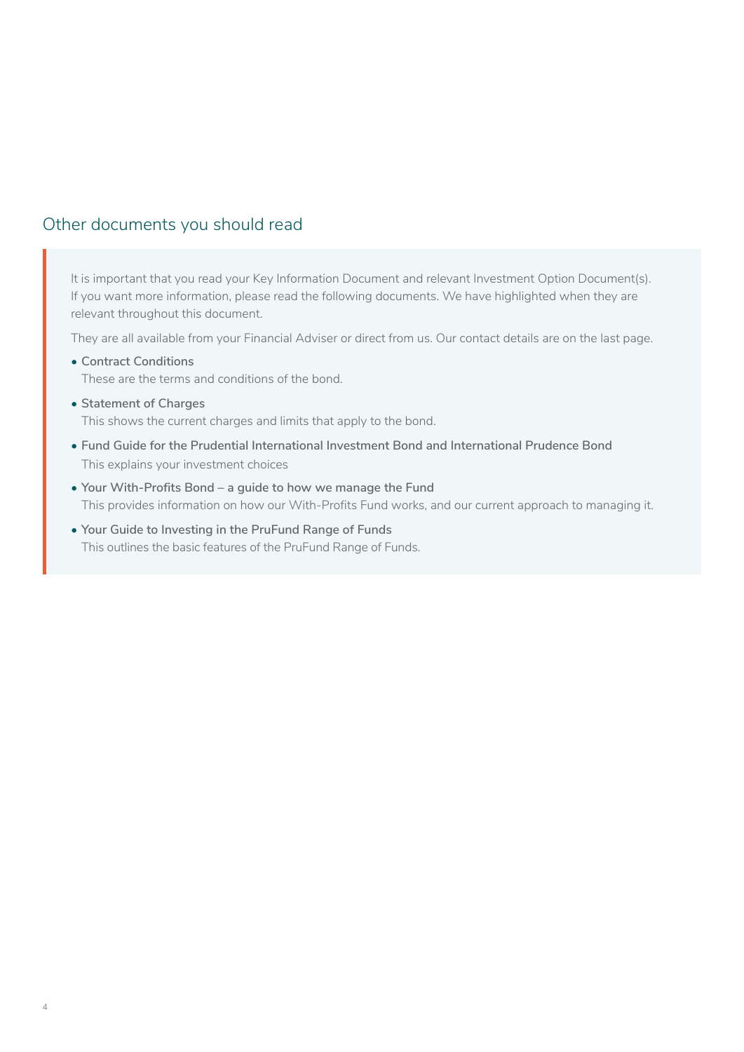## Other documents you should read

It is important that you read your Key Information Document and relevant Investment Option Document(s). If you want more information, please read the following documents. We have highlighted when they are relevant throughout this document.

They are all available from your Financial Adviser or direct from us. Our contact details are on the last page.

- **Contract Conditions**
  These are the terms and conditions of the bond.
- **Statement of Charges**
  This shows the current charges and limits that apply to the bond.
- **Fund Guide for the Prudential International Investment Bond and International Prudence Bond**
  This explains your investment choices
- **Your With-Profits Bond – a guide to how we manage the Fund**
  This provides information on how our With-Profits Fund works, and our current approach to managing it.
- **Your Guide to Investing in the PruFund Range of Funds**
  This outlines the basic features of the PruFund Range of Funds.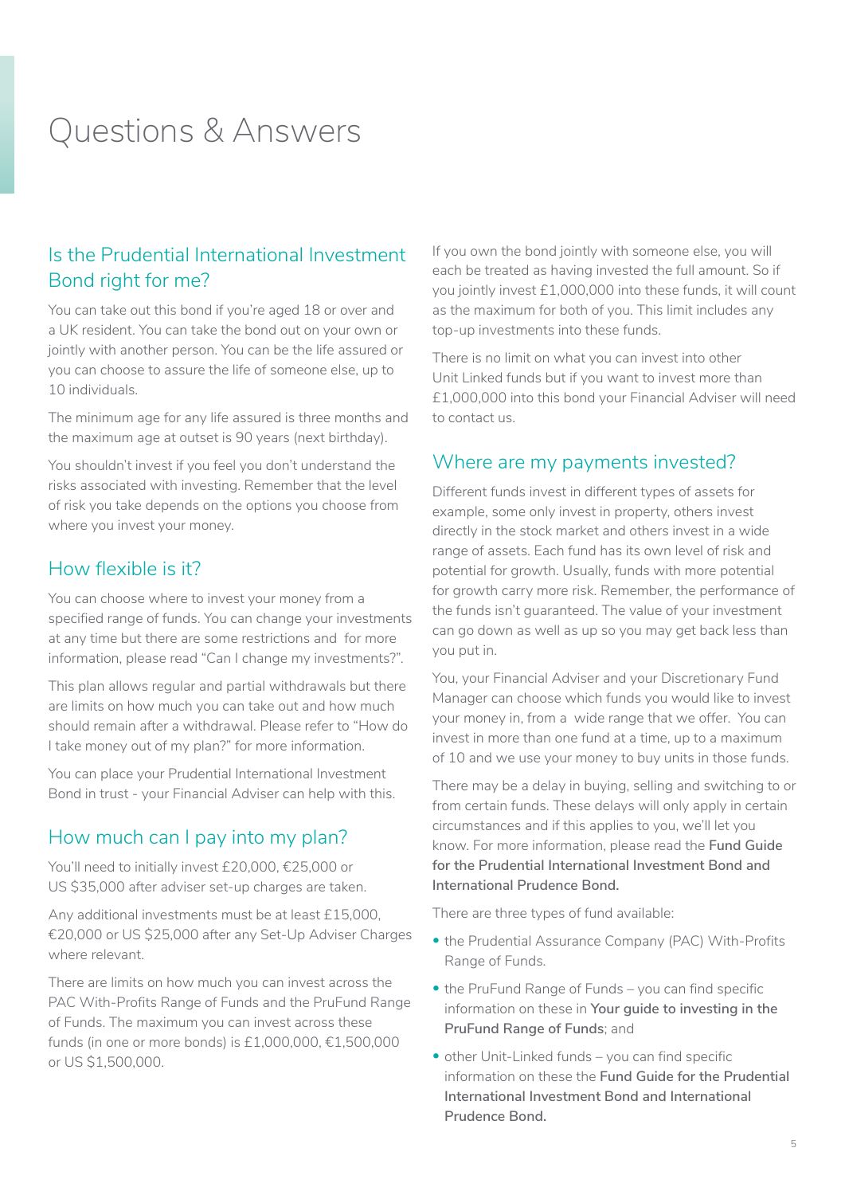# Questions & Answers

## Is the Prudential International Investment Bond right for me?

You can take out this bond if you're aged 18 or over and a UK resident. You can take the bond out on your own or jointly with another person. You can be the life assured or you can choose to assure the life of someone else, up to 10 individuals.

The minimum age for any life assured is three months and the maximum age at outset is 90 years (next birthday).

You shouldn't invest if you feel you don't understand the risks associated with investing. Remember that the level of risk you take depends on the options you choose from where you invest your money.

## How flexible is it?

You can choose where to invest your money from a specified range of funds. You can change your investments at any time but there are some restrictions and for more information, please read "Can I change my investments?".

This plan allows regular and partial withdrawals but there are limits on how much you can take out and how much should remain after a withdrawal. Please refer to "How do I take money out of my plan?" for more information.

You can place your Prudential International Investment Bond in trust - your Financial Adviser can help with this.

## How much can I pay into my plan?

You'll need to initially invest £20,000, €25,000 or US $35,000 after adviser set-up charges are taken.

Any additional investments must be at least £15,000, €20,000 or US $25,000 after any Set-Up Adviser Charges where relevant.

There are limits on how much you can invest across the PAC With-Profits Range of Funds and the PruFund Range of Funds. The maximum you can invest across these funds (in one or more bonds) is £1,000,000, €1,500,000 or US $1,500,000.

If you own the bond jointly with someone else, you will each be treated as having invested the full amount. So if you jointly invest £1,000,000 into these funds, it will count as the maximum for both of you. This limit includes any top-up investments into these funds.

There is no limit on what you can invest into other Unit Linked funds but if you want to invest more than £1,000,000 into this bond your Financial Adviser will need to contact us.

## Where are my payments invested?

Different funds invest in different types of assets for example, some only invest in property, others invest directly in the stock market and others invest in a wide range of assets. Each fund has its own level of risk and potential for growth. Usually, funds with more potential for growth carry more risk. Remember, the performance of the funds isn't guaranteed. The value of your investment can go down as well as up so you may get back less than you put in.

You, your Financial Adviser and your Discretionary Fund Manager can choose which funds you would like to invest your money in, from a wide range that we offer. You can invest in more than one fund at a time, up to a maximum of 10 and we use your money to buy units in those funds.

There may be a delay in buying, selling and switching to or from certain funds. These delays will only apply in certain circumstances and if this applies to you, we'll let you know. For more information, please read the **Fund Guide for the Prudential International Investment Bond and International Prudence Bond.**

There are three types of fund available:

- the Prudential Assurance Company (PAC) With-Profits Range of Funds.
- the PruFund Range of Funds – you can find specific information on these in **Your guide to investing in the PruFund Range of Funds**; and
- other Unit-Linked funds – you can find specific information on these the **Fund Guide for the Prudential International Investment Bond and International Prudence Bond.**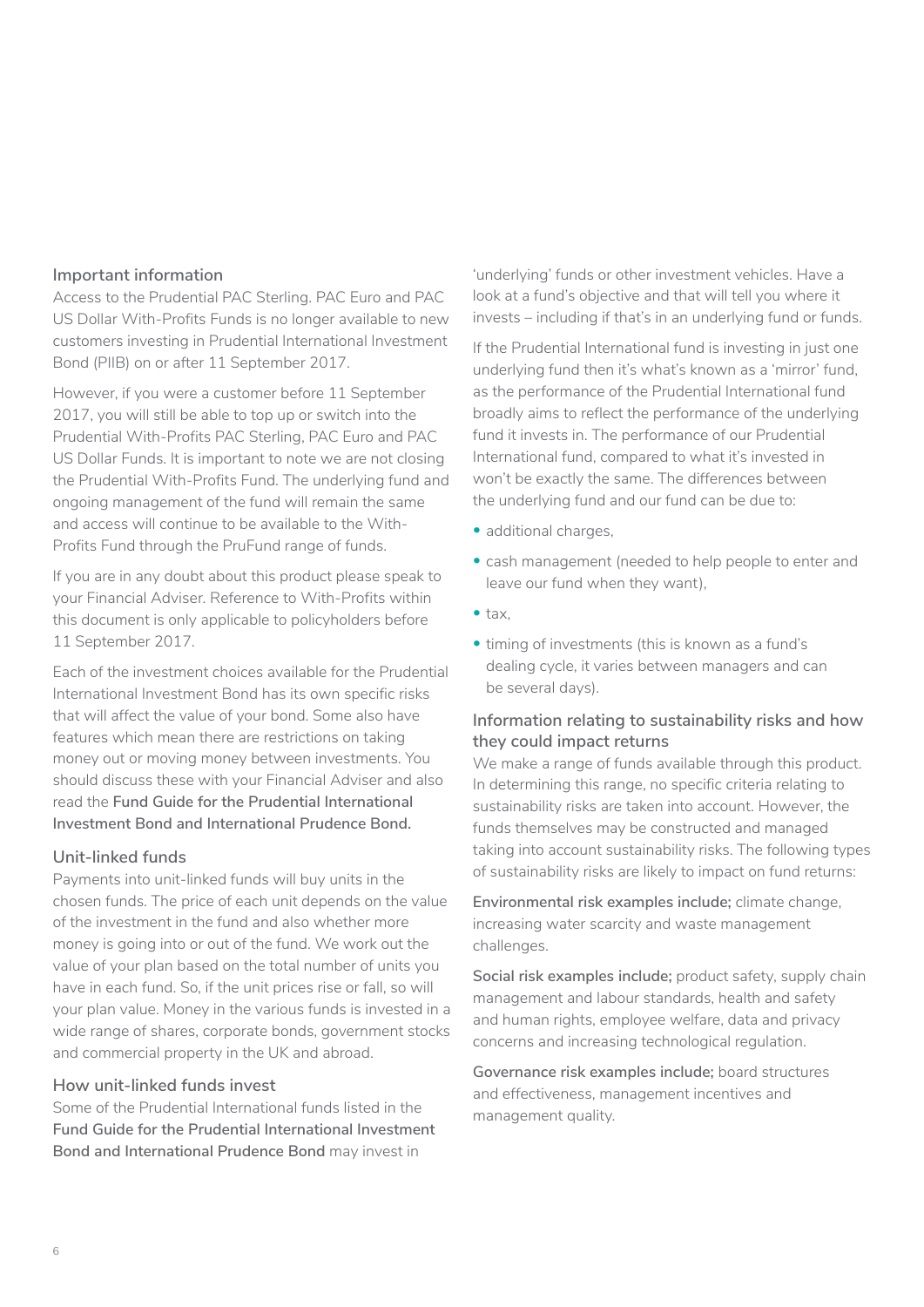## Important information

Access to the Prudential PAC Sterling. PAC Euro and PAC US Dollar With-Profits Funds is no longer available to new customers investing in Prudential International Investment Bond (PIIB) on or after 11 September 2017.

However, if you were a customer before 11 September 2017, you will still be able to top up or switch into the Prudential With-Profits PAC Sterling, PAC Euro and PAC US Dollar Funds. It is important to note we are not closing the Prudential With-Profits Fund. The underlying fund and ongoing management of the fund will remain the same and access will continue to be available to the With-Profits Fund through the PruFund range of funds.

If you are in any doubt about this product please speak to your Financial Adviser. Reference to With-Profits within this document is only applicable to policyholders before 11 September 2017.

Each of the investment choices available for the Prudential International Investment Bond has its own specific risks that will affect the value of your bond. Some also have features which mean there are restrictions on taking money out or moving money between investments. You should discuss these with your Financial Adviser and also read the **Fund Guide for the Prudential International Investment Bond and International Prudence Bond.**

## Unit-linked funds

Payments into unit-linked funds will buy units in the chosen funds. The price of each unit depends on the value of the investment in the fund and also whether more money is going into or out of the fund. We work out the value of your plan based on the total number of units you have in each fund. So, if the unit prices rise or fall, so will your plan value. Money in the various funds is invested in a wide range of shares, corporate bonds, government stocks and commercial property in the UK and abroad.

## How unit-linked funds invest

Some of the Prudential International funds listed in the **Fund Guide for the Prudential International Investment Bond and International Prudence Bond** may invest in 'underlying' funds or other investment vehicles. Have a look at a fund's objective and that will tell you where it invests – including if that's in an underlying fund or funds.

If the Prudential International fund is investing in just one underlying fund then it's what's known as a 'mirror' fund, as the performance of the Prudential International fund broadly aims to reflect the performance of the underlying fund it invests in. The performance of our Prudential International fund, compared to what it's invested in won't be exactly the same. The differences between the underlying fund and our fund can be due to:

- additional charges,
- cash management (needed to help people to enter and leave our fund when they want),
- tax,
- timing of investments (this is known as a fund's dealing cycle, it varies between managers and can be several days).

## Information relating to sustainability risks and how they could impact returns

We make a range of funds available through this product. In determining this range, no specific criteria relating to sustainability risks are taken into account. However, the funds themselves may be constructed and managed taking into account sustainability risks. The following types of sustainability risks are likely to impact on fund returns:

**Environmental risk examples include;** climate change, increasing water scarcity and waste management challenges.

**Social risk examples include;** product safety, supply chain management and labour standards, health and safety and human rights, employee welfare, data and privacy concerns and increasing technological regulation.

**Governance risk examples include;** board structures and effectiveness, management incentives and management quality.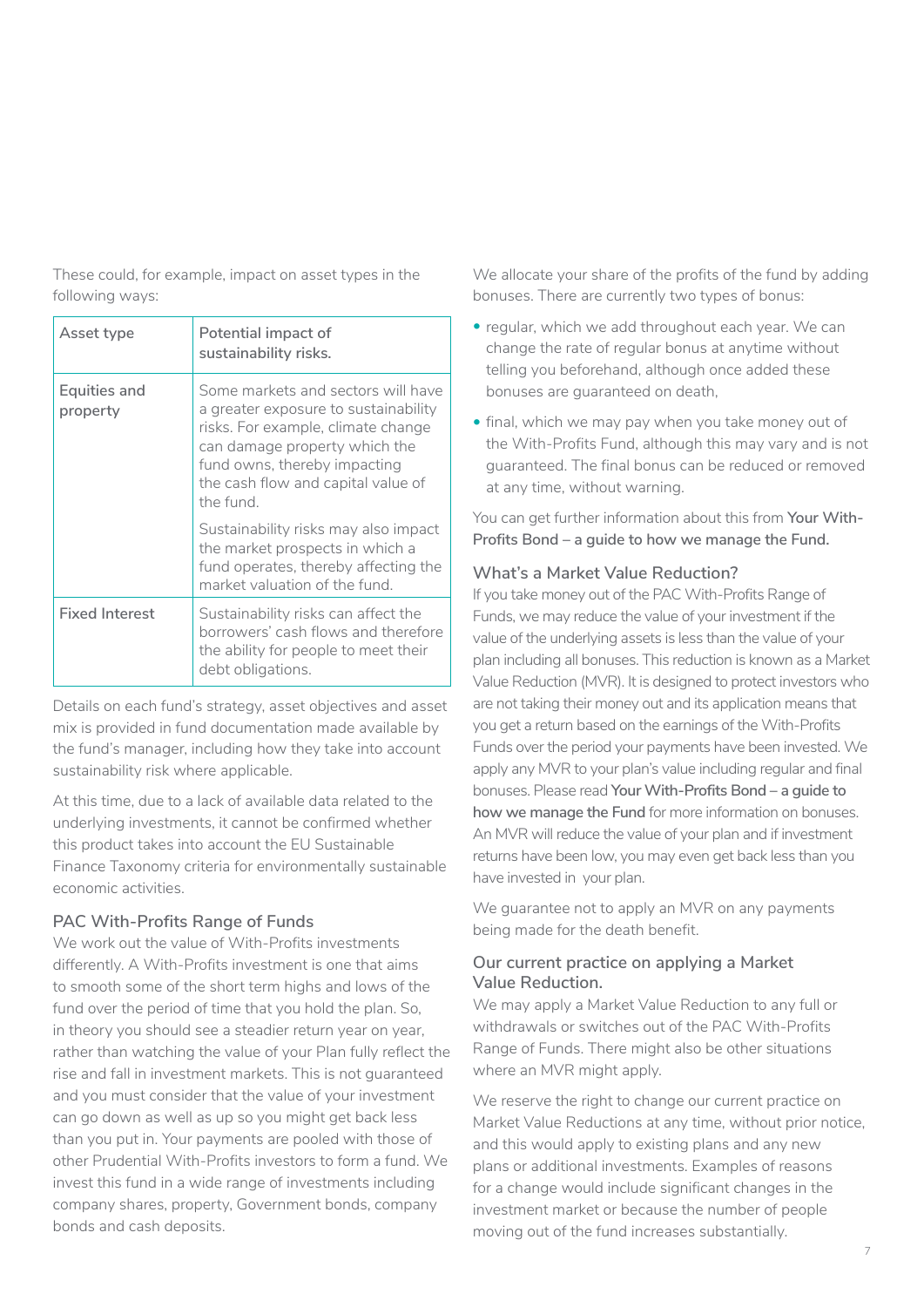These could, for example, impact on asset types in the following ways:

| Asset type | Potential impact of sustainability risks. |
|---|---|
| Equities and property | Some markets and sectors will have a greater exposure to sustainability risks. For example, climate change can damage property which the fund owns, thereby impacting the cash flow and capital value of the fund.<br><br>Sustainability risks may also impact the market prospects in which a fund operates, thereby affecting the market valuation of the fund. |
| Fixed Interest | Sustainability risks can affect the borrowers' cash flows and therefore the ability for people to meet their debt obligations. |

Details on each fund's strategy, asset objectives and asset mix is provided in fund documentation made available by the fund's manager, including how they take into account sustainability risk where applicable.

At this time, due to a lack of available data related to the underlying investments, it cannot be confirmed whether this product takes into account the EU Sustainable Finance Taxonomy criteria for environmentally sustainable economic activities.

### PAC With-Profits Range of Funds

We work out the value of With-Profits investments differently. A With-Profits investment is one that aims to smooth some of the short term highs and lows of the fund over the period of time that you hold the plan. So, in theory you should see a steadier return year on year, rather than watching the value of your Plan fully reflect the rise and fall in investment markets. This is not guaranteed and you must consider that the value of your investment can go down as well as up so you might get back less than you put in. Your payments are pooled with those of other Prudential With-Profits investors to form a fund. We invest this fund in a wide range of investments including company shares, property, Government bonds, company bonds and cash deposits.

We allocate your share of the profits of the fund by adding bonuses. There are currently two types of bonus:

- regular, which we add throughout each year. We can change the rate of regular bonus at anytime without telling you beforehand, although once added these bonuses are guaranteed on death,
- final, which we may pay when you take money out of the With-Profits Fund, although this may vary and is not guaranteed. The final bonus can be reduced or removed at any time, without warning.

You can get further information about this from **Your With-Profits Bond – a guide to how we manage the Fund.**

### What's a Market Value Reduction?

If you take money out of the PAC With-Profits Range of Funds, we may reduce the value of your investment if the value of the underlying assets is less than the value of your plan including all bonuses. This reduction is known as a Market Value Reduction (MVR). It is designed to protect investors who are not taking their money out and its application means that you get a return based on the earnings of the With-Profits Funds over the period your payments have been invested. We apply any MVR to your plan's value including regular and final bonuses. Please read **Your With-Profits Bond – a guide to how we manage the Fund** for more information on bonuses. An MVR will reduce the value of your plan and if investment returns have been low, you may even get back less than you have invested in your plan.

We guarantee not to apply an MVR on any payments being made for the death benefit.

### Our current practice on applying a Market Value Reduction.

We may apply a Market Value Reduction to any full or withdrawals or switches out of the PAC With-Profits Range of Funds. There might also be other situations where an MVR might apply.

We reserve the right to change our current practice on Market Value Reductions at any time, without prior notice, and this would apply to existing plans and any new plans or additional investments. Examples of reasons for a change would include significant changes in the investment market or because the number of people moving out of the fund increases substantially.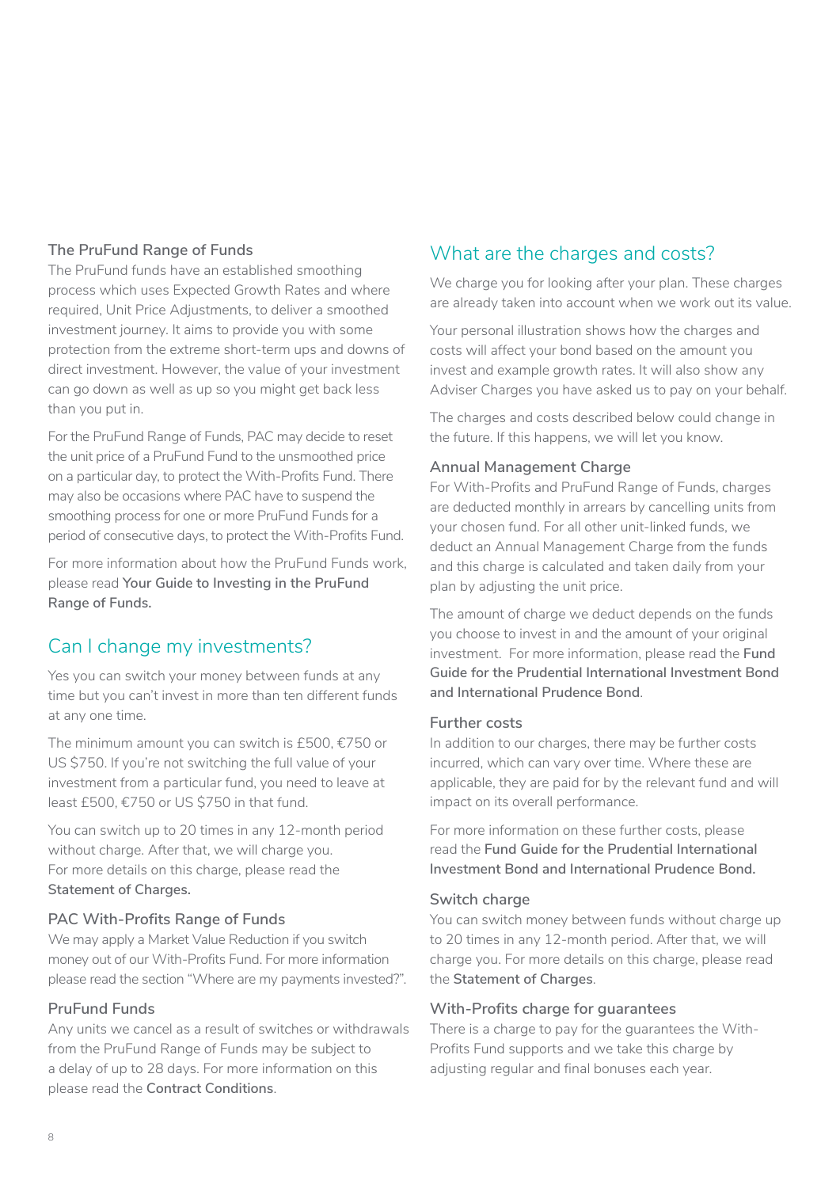### The PruFund Range of Funds

The PruFund funds have an established smoothing process which uses Expected Growth Rates and where required, Unit Price Adjustments, to deliver a smoothed investment journey. It aims to provide you with some protection from the extreme short-term ups and downs of direct investment. However, the value of your investment can go down as well as up so you might get back less than you put in.

For the PruFund Range of Funds, PAC may decide to reset the unit price of a PruFund Fund to the unsmoothed price on a particular day, to protect the With-Profits Fund. There may also be occasions where PAC have to suspend the smoothing process for one or more PruFund Funds for a period of consecutive days, to protect the With-Profits Fund.

For more information about how the PruFund Funds work, please read **Your Guide to Investing in the PruFund Range of Funds.**

## Can I change my investments?

Yes you can switch your money between funds at any time but you can't invest in more than ten different funds at any one time.

The minimum amount you can switch is £500, €750 or US $750. If you're not switching the full value of your investment from a particular fund, you need to leave at least £500, €750 or US $750 in that fund.

You can switch up to 20 times in any 12-month period without charge. After that, we will charge you. For more details on this charge, please read the **Statement of Charges.**

### PAC With-Profits Range of Funds

We may apply a Market Value Reduction if you switch money out of our With-Profits Fund. For more information please read the section "Where are my payments invested?".

### PruFund Funds

Any units we cancel as a result of switches or withdrawals from the PruFund Range of Funds may be subject to a delay of up to 28 days. For more information on this please read the **Contract Conditions**.

## What are the charges and costs?

We charge you for looking after your plan. These charges are already taken into account when we work out its value.

Your personal illustration shows how the charges and costs will affect your bond based on the amount you invest and example growth rates. It will also show any Adviser Charges you have asked us to pay on your behalf.

The charges and costs described below could change in the future. If this happens, we will let you know.

### Annual Management Charge

For With-Profits and PruFund Range of Funds, charges are deducted monthly in arrears by cancelling units from your chosen fund. For all other unit-linked funds, we deduct an Annual Management Charge from the funds and this charge is calculated and taken daily from your plan by adjusting the unit price.

The amount of charge we deduct depends on the funds you choose to invest in and the amount of your original investment. For more information, please read the **Fund Guide for the Prudential International Investment Bond and International Prudence Bond**.

### Further costs

In addition to our charges, there may be further costs incurred, which can vary over time. Where these are applicable, they are paid for by the relevant fund and will impact on its overall performance.

For more information on these further costs, please read the **Fund Guide for the Prudential International Investment Bond and International Prudence Bond.**

### Switch charge

You can switch money between funds without charge up to 20 times in any 12-month period. After that, we will charge you. For more details on this charge, please read the **Statement of Charges**.

### With-Profits charge for guarantees

There is a charge to pay for the guarantees the With-Profits Fund supports and we take this charge by adjusting regular and final bonuses each year.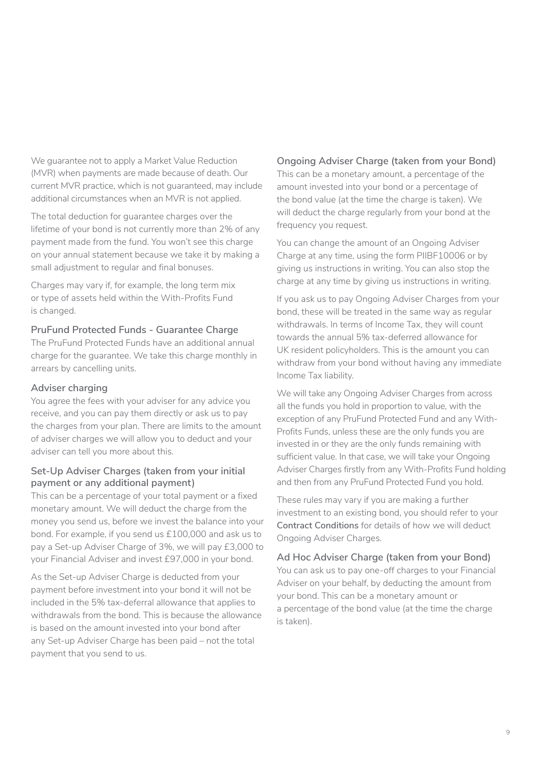We guarantee not to apply a Market Value Reduction (MVR) when payments are made because of death. Our current MVR practice, which is not guaranteed, may include additional circumstances when an MVR is not applied.

The total deduction for guarantee charges over the lifetime of your bond is not currently more than 2% of any payment made from the fund. You won't see this charge on your annual statement because we take it by making a small adjustment to regular and final bonuses.

Charges may vary if, for example, the long term mix or type of assets held within the With-Profits Fund is changed.

### PruFund Protected Funds - Guarantee Charge

The PruFund Protected Funds have an additional annual charge for the guarantee. We take this charge monthly in arrears by cancelling units.

### Adviser charging

You agree the fees with your adviser for any advice you receive, and you can pay them directly or ask us to pay the charges from your plan. There are limits to the amount of adviser charges we will allow you to deduct and your adviser can tell you more about this.

### Set-Up Adviser Charges (taken from your initial payment or any additional payment)

This can be a percentage of your total payment or a fixed monetary amount. We will deduct the charge from the money you send us, before we invest the balance into your bond. For example, if you send us £100,000 and ask us to pay a Set-up Adviser Charge of 3%, we will pay £3,000 to your Financial Adviser and invest £97,000 in your bond.

As the Set-up Adviser Charge is deducted from your payment before investment into your bond it will not be included in the 5% tax-deferral allowance that applies to withdrawals from the bond. This is because the allowance is based on the amount invested into your bond after any Set-up Adviser Charge has been paid – not the total payment that you send to us.

### Ongoing Adviser Charge (taken from your Bond)

This can be a monetary amount, a percentage of the amount invested into your bond or a percentage of the bond value (at the time the charge is taken). We will deduct the charge regularly from your bond at the frequency you request.

You can change the amount of an Ongoing Adviser Charge at any time, using the form PIIBF10006 or by giving us instructions in writing. You can also stop the charge at any time by giving us instructions in writing.

If you ask us to pay Ongoing Adviser Charges from your bond, these will be treated in the same way as regular withdrawals. In terms of Income Tax, they will count towards the annual 5% tax-deferred allowance for UK resident policyholders. This is the amount you can withdraw from your bond without having any immediate Income Tax liability.

We will take any Ongoing Adviser Charges from across all the funds you hold in proportion to value, with the exception of any PruFund Protected Fund and any With-Profits Funds, unless these are the only funds you are invested in or they are the only funds remaining with sufficient value. In that case, we will take your Ongoing Adviser Charges firstly from any With-Profits Fund holding and then from any PruFund Protected Fund you hold.

These rules may vary if you are making a further investment to an existing bond, you should refer to your **Contract Conditions** for details of how we will deduct Ongoing Adviser Charges.

### Ad Hoc Adviser Charge (taken from your Bond)

You can ask us to pay one-off charges to your Financial Adviser on your behalf, by deducting the amount from your bond. This can be a monetary amount or a percentage of the bond value (at the time the charge is taken).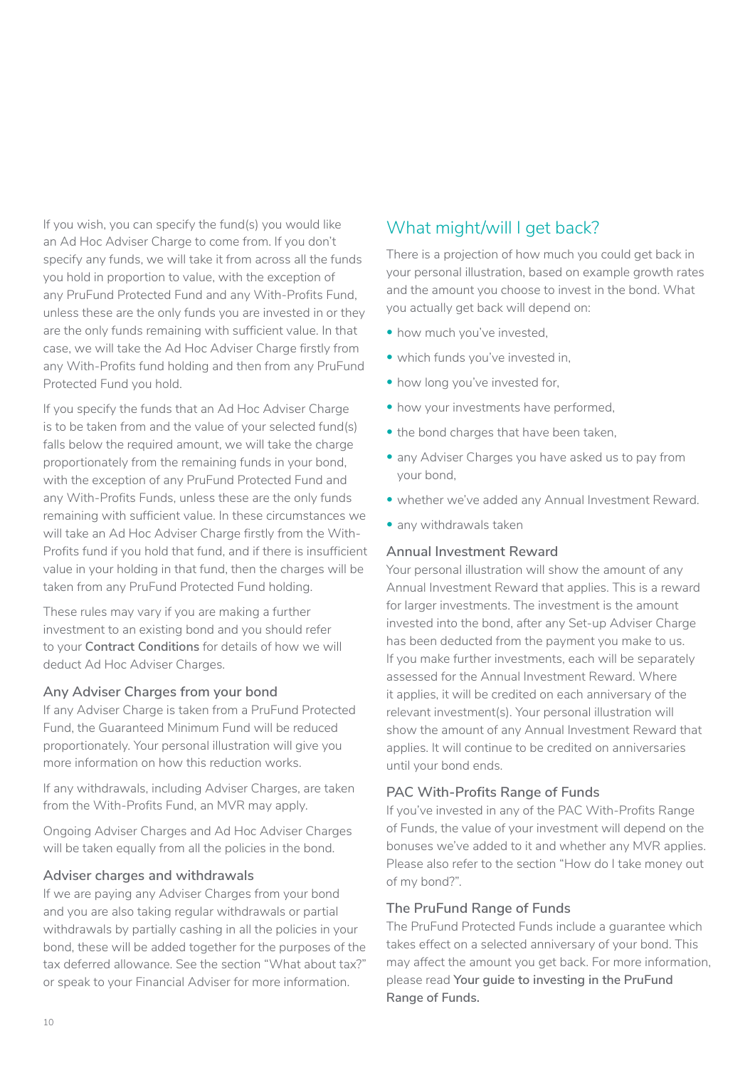If you wish, you can specify the fund(s) you would like an Ad Hoc Adviser Charge to come from. If you don't specify any funds, we will take it from across all the funds you hold in proportion to value, with the exception of any PruFund Protected Fund and any With-Profits Fund, unless these are the only funds you are invested in or they are the only funds remaining with sufficient value. In that case, we will take the Ad Hoc Adviser Charge firstly from any With-Profits fund holding and then from any PruFund Protected Fund you hold.

If you specify the funds that an Ad Hoc Adviser Charge is to be taken from and the value of your selected fund(s) falls below the required amount, we will take the charge proportionately from the remaining funds in your bond, with the exception of any PruFund Protected Fund and any With-Profits Funds, unless these are the only funds remaining with sufficient value. In these circumstances we will take an Ad Hoc Adviser Charge firstly from the With-Profits fund if you hold that fund, and if there is insufficient value in your holding in that fund, then the charges will be taken from any PruFund Protected Fund holding.

These rules may vary if you are making a further investment to an existing bond and you should refer to your **Contract Conditions** for details of how we will deduct Ad Hoc Adviser Charges.

### Any Adviser Charges from your bond

If any Adviser Charge is taken from a PruFund Protected Fund, the Guaranteed Minimum Fund will be reduced proportionately. Your personal illustration will give you more information on how this reduction works.

If any withdrawals, including Adviser Charges, are taken from the With-Profits Fund, an MVR may apply.

Ongoing Adviser Charges and Ad Hoc Adviser Charges will be taken equally from all the policies in the bond.

### Adviser charges and withdrawals

If we are paying any Adviser Charges from your bond and you are also taking regular withdrawals or partial withdrawals by partially cashing in all the policies in your bond, these will be added together for the purposes of the tax deferred allowance. See the section "What about tax?" or speak to your Financial Adviser for more information.

## What might/will I get back?

There is a projection of how much you could get back in your personal illustration, based on example growth rates and the amount you choose to invest in the bond. What you actually get back will depend on:

- how much you've invested,
- which funds you've invested in,
- how long you've invested for,
- how your investments have performed,
- the bond charges that have been taken,
- any Adviser Charges you have asked us to pay from your bond,
- whether we've added any Annual Investment Reward.
- any withdrawals taken

### Annual Investment Reward

Your personal illustration will show the amount of any Annual Investment Reward that applies. This is a reward for larger investments. The investment is the amount invested into the bond, after any Set-up Adviser Charge has been deducted from the payment you make to us. If you make further investments, each will be separately assessed for the Annual Investment Reward. Where it applies, it will be credited on each anniversary of the relevant investment(s). Your personal illustration will show the amount of any Annual Investment Reward that applies. It will continue to be credited on anniversaries until your bond ends.

### PAC With-Profits Range of Funds

If you've invested in any of the PAC With-Profits Range of Funds, the value of your investment will depend on the bonuses we've added to it and whether any MVR applies. Please also refer to the section "How do I take money out of my bond?".

### The PruFund Range of Funds

The PruFund Protected Funds include a guarantee which takes effect on a selected anniversary of your bond. This may affect the amount you get back. For more information, please read **Your guide to investing in the PruFund Range of Funds.**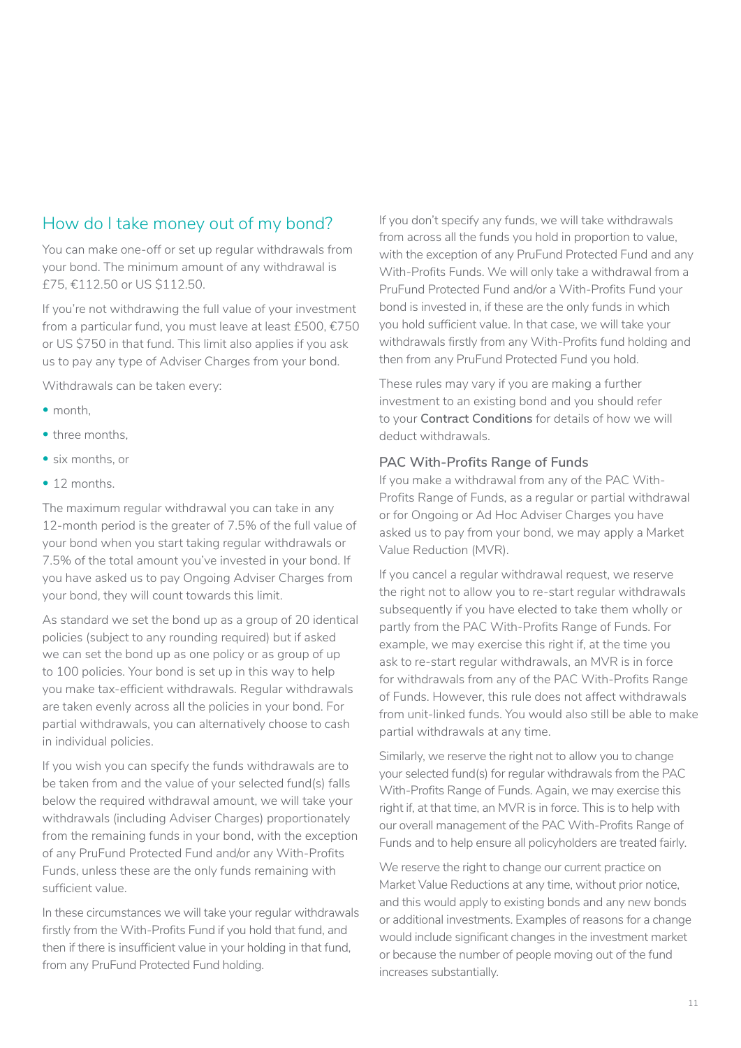## How do I take money out of my bond?

You can make one-off or set up regular withdrawals from your bond. The minimum amount of any withdrawal is £75, €112.50 or US $112.50.

If you're not withdrawing the full value of your investment from a particular fund, you must leave at least £500, €750 or US $750 in that fund. This limit also applies if you ask us to pay any type of Adviser Charges from your bond.

Withdrawals can be taken every:

- month,
- three months,
- six months, or
- 12 months.

The maximum regular withdrawal you can take in any 12-month period is the greater of 7.5% of the full value of your bond when you start taking regular withdrawals or 7.5% of the total amount you've invested in your bond. If you have asked us to pay Ongoing Adviser Charges from your bond, they will count towards this limit.

As standard we set the bond up as a group of 20 identical policies (subject to any rounding required) but if asked we can set the bond up as one policy or as group of up to 100 policies. Your bond is set up in this way to help you make tax-efficient withdrawals. Regular withdrawals are taken evenly across all the policies in your bond. For partial withdrawals, you can alternatively choose to cash in individual policies.

If you wish you can specify the funds withdrawals are to be taken from and the value of your selected fund(s) falls below the required withdrawal amount, we will take your withdrawals (including Adviser Charges) proportionately from the remaining funds in your bond, with the exception of any PruFund Protected Fund and/or any With-Profits Funds, unless these are the only funds remaining with sufficient value.

In these circumstances we will take your regular withdrawals firstly from the With-Profits Fund if you hold that fund, and then if there is insufficient value in your holding in that fund, from any PruFund Protected Fund holding.

If you don't specify any funds, we will take withdrawals from across all the funds you hold in proportion to value, with the exception of any PruFund Protected Fund and any With-Profits Funds. We will only take a withdrawal from a PruFund Protected Fund and/or a With-Profits Fund your bond is invested in, if these are the only funds in which you hold sufficient value. In that case, we will take your withdrawals firstly from any With-Profits fund holding and then from any PruFund Protected Fund you hold.

These rules may vary if you are making a further investment to an existing bond and you should refer to your **Contract Conditions** for details of how we will deduct withdrawals.

### PAC With-Profits Range of Funds

If you make a withdrawal from any of the PAC With-Profits Range of Funds, as a regular or partial withdrawal or for Ongoing or Ad Hoc Adviser Charges you have asked us to pay from your bond, we may apply a Market Value Reduction (MVR).

If you cancel a regular withdrawal request, we reserve the right not to allow you to re-start regular withdrawals subsequently if you have elected to take them wholly or partly from the PAC With-Profits Range of Funds. For example, we may exercise this right if, at the time you ask to re-start regular withdrawals, an MVR is in force for withdrawals from any of the PAC With-Profits Range of Funds. However, this rule does not affect withdrawals from unit-linked funds. You would also still be able to make partial withdrawals at any time.

Similarly, we reserve the right not to allow you to change your selected fund(s) for regular withdrawals from the PAC With-Profits Range of Funds. Again, we may exercise this right if, at that time, an MVR is in force. This is to help with our overall management of the PAC With-Profits Range of Funds and to help ensure all policyholders are treated fairly.

We reserve the right to change our current practice on Market Value Reductions at any time, without prior notice, and this would apply to existing bonds and any new bonds or additional investments. Examples of reasons for a change would include significant changes in the investment market or because the number of people moving out of the fund increases substantially.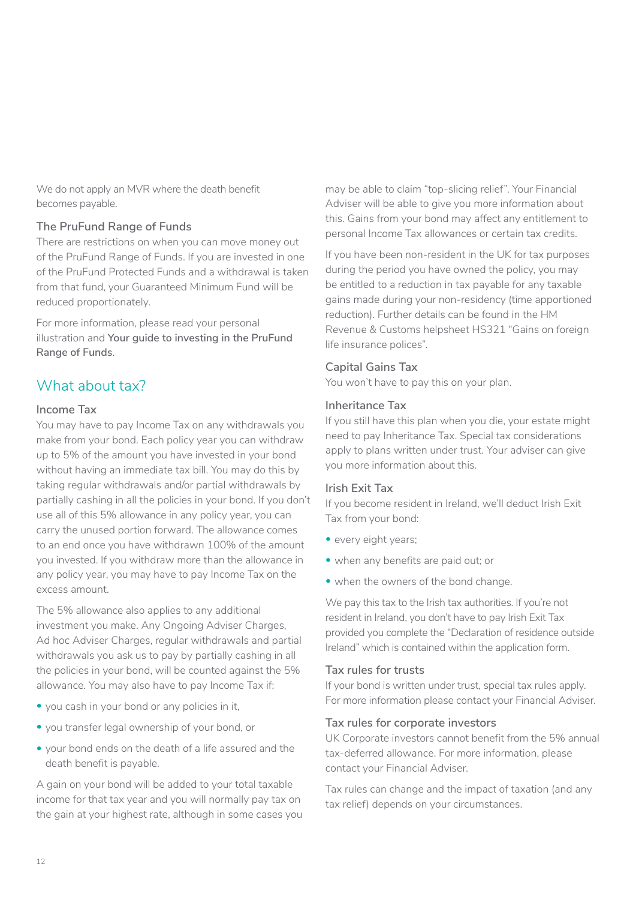We do not apply an MVR where the death benefit becomes payable.

### The PruFund Range of Funds

There are restrictions on when you can move money out of the PruFund Range of Funds. If you are invested in one of the PruFund Protected Funds and a withdrawal is taken from that fund, your Guaranteed Minimum Fund will be reduced proportionately.

For more information, please read your personal illustration and **Your guide to investing in the PruFund Range of Funds**.

## What about tax?

### Income Tax

You may have to pay Income Tax on any withdrawals you make from your bond. Each policy year you can withdraw up to 5% of the amount you have invested in your bond without having an immediate tax bill. You may do this by taking regular withdrawals and/or partial withdrawals by partially cashing in all the policies in your bond. If you don't use all of this 5% allowance in any policy year, you can carry the unused portion forward. The allowance comes to an end once you have withdrawn 100% of the amount you invested. If you withdraw more than the allowance in any policy year, you may have to pay Income Tax on the excess amount.

The 5% allowance also applies to any additional investment you make. Any Ongoing Adviser Charges, Ad hoc Adviser Charges, regular withdrawals and partial withdrawals you ask us to pay by partially cashing in all the policies in your bond, will be counted against the 5% allowance. You may also have to pay Income Tax if:

- you cash in your bond or any policies in it,
- you transfer legal ownership of your bond, or
- your bond ends on the death of a life assured and the death benefit is payable.

A gain on your bond will be added to your total taxable income for that tax year and you will normally pay tax on the gain at your highest rate, although in some cases you may be able to claim "top-slicing relief". Your Financial Adviser will be able to give you more information about this. Gains from your bond may affect any entitlement to personal Income Tax allowances or certain tax credits.

If you have been non-resident in the UK for tax purposes during the period you have owned the policy, you may be entitled to a reduction in tax payable for any taxable gains made during your non-residency (time apportioned reduction). Further details can be found in the HM Revenue & Customs helpsheet HS321 "Gains on foreign life insurance polices".

### Capital Gains Tax

You won't have to pay this on your plan.

### Inheritance Tax

If you still have this plan when you die, your estate might need to pay Inheritance Tax. Special tax considerations apply to plans written under trust. Your adviser can give you more information about this.

### Irish Exit Tax

If you become resident in Ireland, we'll deduct Irish Exit Tax from your bond:

- every eight years;
- when any benefits are paid out; or
- when the owners of the bond change.

We pay this tax to the Irish tax authorities. If you're not resident in Ireland, you don't have to pay Irish Exit Tax provided you complete the "Declaration of residence outside Ireland" which is contained within the application form.

### Tax rules for trusts

If your bond is written under trust, special tax rules apply. For more information please contact your Financial Adviser.

### Tax rules for corporate investors

UK Corporate investors cannot benefit from the 5% annual tax-deferred allowance. For more information, please contact your Financial Adviser.

Tax rules can change and the impact of taxation (and any tax relief) depends on your circumstances.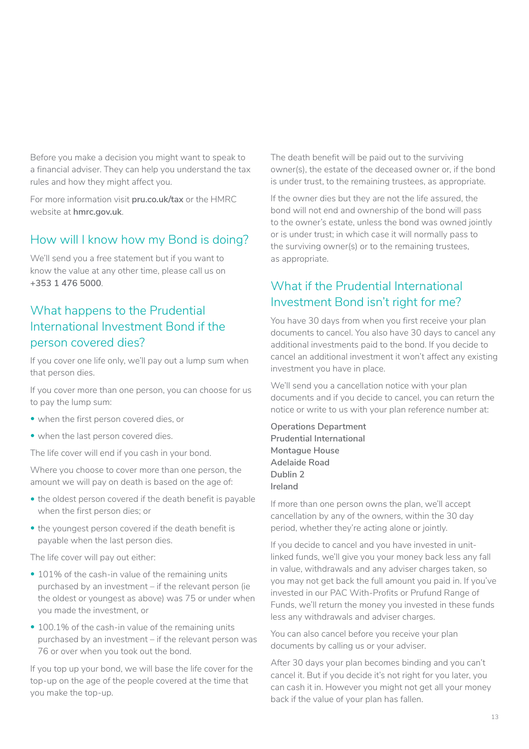Before you make a decision you might want to speak to a financial adviser. They can help you understand the tax rules and how they might affect you.

For more information visit **pru.co.uk/tax** or the HMRC website at **hmrc.gov.uk**.

## How will I know how my Bond is doing?

We'll send you a free statement but if you want to know the value at any other time, please call us on **+353 1 476 5000**.

## What happens to the Prudential International Investment Bond if the person covered dies?

If you cover one life only, we'll pay out a lump sum when that person dies.

If you cover more than one person, you can choose for us to pay the lump sum:

- when the first person covered dies, or
- when the last person covered dies.

The life cover will end if you cash in your bond.

Where you choose to cover more than one person, the amount we will pay on death is based on the age of:

- the oldest person covered if the death benefit is payable when the first person dies; or
- the youngest person covered if the death benefit is payable when the last person dies.

The life cover will pay out either:

- 101% of the cash-in value of the remaining units purchased by an investment – if the relevant person (ie the oldest or youngest as above) was 75 or under when you made the investment, or
- 100.1% of the cash-in value of the remaining units purchased by an investment – if the relevant person was 76 or over when you took out the bond.

If you top up your bond, we will base the life cover for the top-up on the age of the people covered at the time that you make the top-up.

The death benefit will be paid out to the surviving owner(s), the estate of the deceased owner or, if the bond is under trust, to the remaining trustees, as appropriate.

If the owner dies but they are not the life assured, the bond will not end and ownership of the bond will pass to the owner's estate, unless the bond was owned jointly or is under trust; in which case it will normally pass to the surviving owner(s) or to the remaining trustees, as appropriate.

## What if the Prudential International Investment Bond isn't right for me?

You have 30 days from when you first receive your plan documents to cancel. You also have 30 days to cancel any additional investments paid to the bond. If you decide to cancel an additional investment it won't affect any existing investment you have in place.

We'll send you a cancellation notice with your plan documents and if you decide to cancel, you can return the notice or write to us with your plan reference number at:

**Operations Department**
**Prudential International**
**Montague House**
**Adelaide Road**
**Dublin 2**
**Ireland**

If more than one person owns the plan, we'll accept cancellation by any of the owners, within the 30 day period, whether they're acting alone or jointly.

If you decide to cancel and you have invested in unit-linked funds, we'll give you your money back less any fall in value, withdrawals and any adviser charges taken, so you may not get back the full amount you paid in. If you've invested in our PAC With-Profits or Prufund Range of Funds, we'll return the money you invested in these funds less any withdrawals and adviser charges.

You can also cancel before you receive your plan documents by calling us or your adviser.

After 30 days your plan becomes binding and you can't cancel it. But if you decide it's not right for you later, you can cash it in. However you might not get all your money back if the value of your plan has fallen.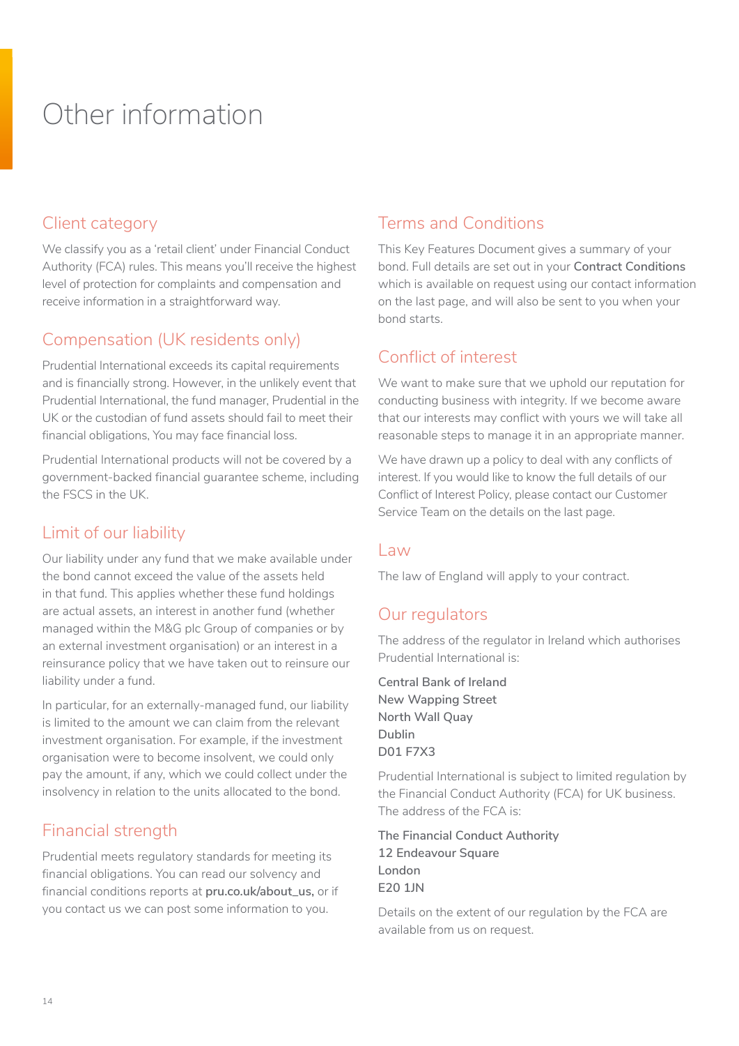# Other information

## Client category

We classify you as a 'retail client' under Financial Conduct Authority (FCA) rules. This means you'll receive the highest level of protection for complaints and compensation and receive information in a straightforward way.

## Compensation (UK residents only)

Prudential International exceeds its capital requirements and is financially strong. However, in the unlikely event that Prudential International, the fund manager, Prudential in the UK or the custodian of fund assets should fail to meet their financial obligations, You may face financial loss.

Prudential International products will not be covered by a government-backed financial guarantee scheme, including the FSCS in the UK.

## Limit of our liability

Our liability under any fund that we make available under the bond cannot exceed the value of the assets held in that fund. This applies whether these fund holdings are actual assets, an interest in another fund (whether managed within the M&G plc Group of companies or by an external investment organisation) or an interest in a reinsurance policy that we have taken out to reinsure our liability under a fund.

In particular, for an externally-managed fund, our liability is limited to the amount we can claim from the relevant investment organisation. For example, if the investment organisation were to become insolvent, we could only pay the amount, if any, which we could collect under the insolvency in relation to the units allocated to the bond.

## Financial strength

Prudential meets regulatory standards for meeting its financial obligations. You can read our solvency and financial conditions reports at **pru.co.uk/about_us,** or if you contact us we can post some information to you.

## Terms and Conditions

This Key Features Document gives a summary of your bond. Full details are set out in your **Contract Conditions** which is available on request using our contact information on the last page, and will also be sent to you when your bond starts.

## Conflict of interest

We want to make sure that we uphold our reputation for conducting business with integrity. If we become aware that our interests may conflict with yours we will take all reasonable steps to manage it in an appropriate manner.

We have drawn up a policy to deal with any conflicts of interest. If you would like to know the full details of our Conflict of Interest Policy, please contact our Customer Service Team on the details on the last page.

## Law

The law of England will apply to your contract.

## Our regulators

The address of the regulator in Ireland which authorises Prudential International is:

**Central Bank of Ireland**
**New Wapping Street**
**North Wall Quay**
**Dublin**
**D01 F7X3**

Prudential International is subject to limited regulation by the Financial Conduct Authority (FCA) for UK business. The address of the FCA is:

**The Financial Conduct Authority**
**12 Endeavour Square**
**London**
**E20 1JN**

Details on the extent of our regulation by the FCA are available from us on request.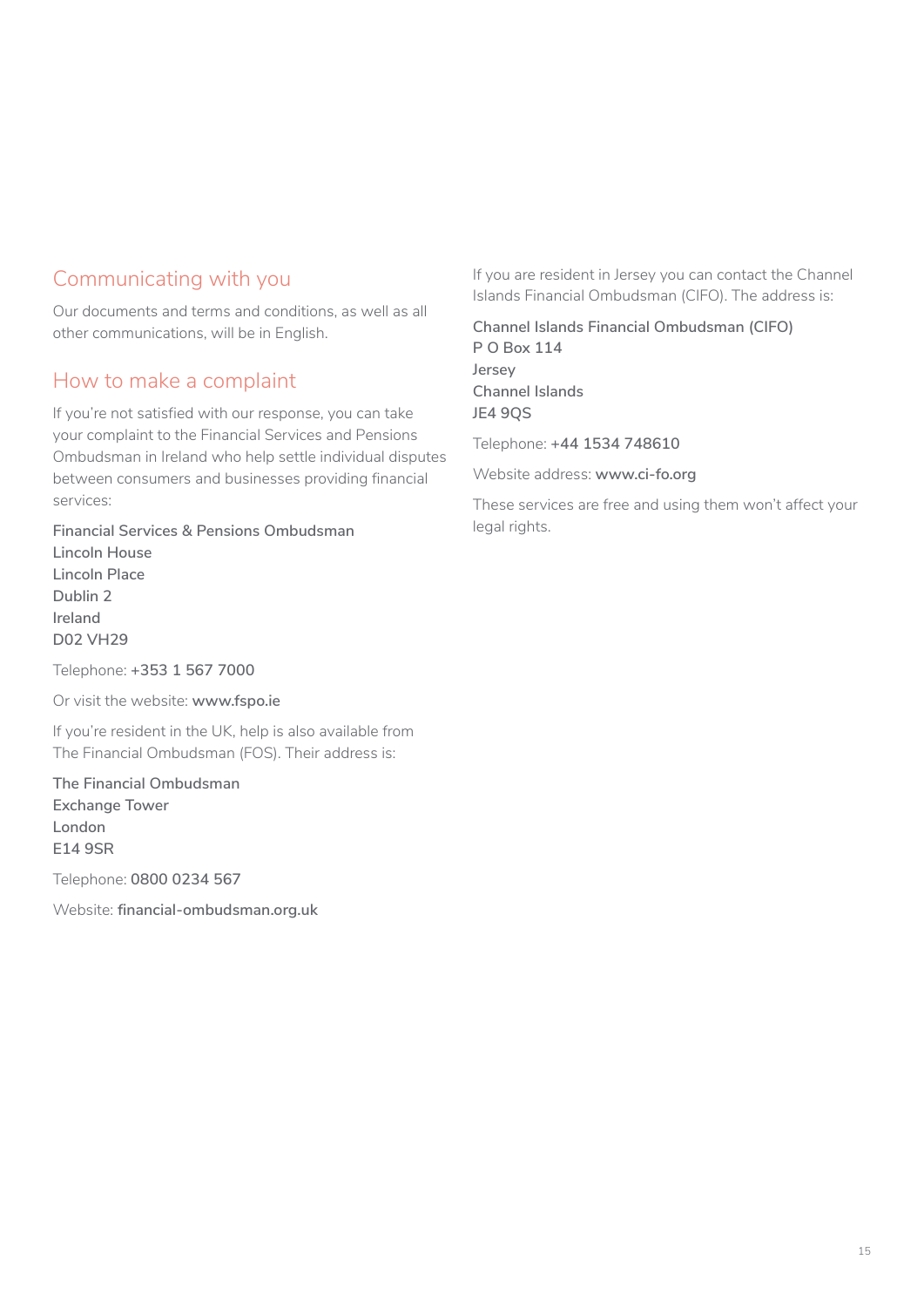## Communicating with you

Our documents and terms and conditions, as well as all other communications, will be in English.

## How to make a complaint

If you're not satisfied with our response, you can take your complaint to the Financial Services and Pensions Ombudsman in Ireland who help settle individual disputes between consumers and businesses providing financial services:

Financial Services & Pensions Ombudsman
Lincoln House
Lincoln Place
Dublin 2
Ireland
D02 VH29

Telephone: **+353 1 567 7000**

Or visit the website: **www.fspo.ie**

If you're resident in the UK, help is also available from The Financial Ombudsman (FOS). Their address is:

The Financial Ombudsman
Exchange Tower
London
E14 9SR

Telephone: **0800 0234 567**

Website: **financial-ombudsman.org.uk**

If you are resident in Jersey you can contact the Channel Islands Financial Ombudsman (CIFO). The address is:

Channel Islands Financial Ombudsman (CIFO)
P O Box 114
Jersey
Channel Islands
JE4 9QS

Telephone: **+44 1534 748610**

Website address: **www.ci-fo.org**

These services are free and using them won't affect your legal rights.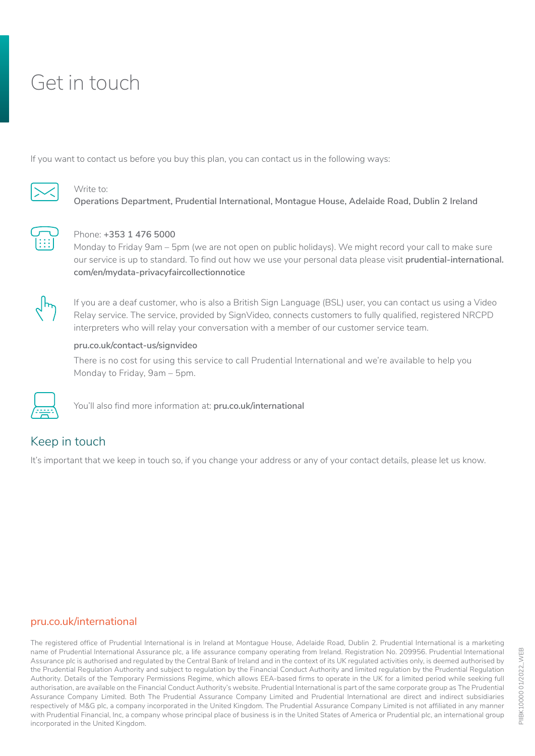# Get in touch

If you want to contact us before you buy this plan, you can contact us in the following ways:

Write to:
**Operations Department, Prudential International, Montague House, Adelaide Road, Dublin 2 Ireland**

Phone: **+353 1 476 5000**
Monday to Friday 9am – 5pm (we are not open on public holidays). We might record your call to make sure our service is up to standard. To find out how we use your personal data please visit **prudential-international.com/en/mydata-privacyfaircollectionnotice**

If you are a deaf customer, who is also a British Sign Language (BSL) user, you can contact us using a Video Relay service. The service, provided by SignVideo, connects customers to fully qualified, registered NRCPD interpreters who will relay your conversation with a member of our customer service team.

**pru.co.uk/contact-us/signvideo**

There is no cost for using this service to call Prudential International and we're available to help you Monday to Friday, 9am – 5pm.

You'll also find more information at: **pru.co.uk/international**

## Keep in touch

It's important that we keep in touch so, if you change your address or any of your contact details, please let us know.

pru.co.uk/international

The registered office of Prudential International is in Ireland at Montague House, Adelaide Road, Dublin 2. Prudential International is a marketing name of Prudential International Assurance plc, a life assurance company operating from Ireland. Registration No. 209956. Prudential International Assurance plc is authorised and regulated by the Central Bank of Ireland and in the context of its UK regulated activities only, is deemed authorised by the Prudential Regulation Authority and subject to regulation by the Financial Conduct Authority and limited regulation by the Prudential Regulation Authority. Details of the Temporary Permissions Regime, which allows EEA-based firms to operate in the UK for a limited period while seeking full authorisation, are available on the Financial Conduct Authority's website. Prudential International is part of the same corporate group as The Prudential Assurance Company Limited. Both The Prudential Assurance Company Limited and Prudential International are direct and indirect subsidiaries respectively of M&G plc, a company incorporated in the United Kingdom. The Prudential Assurance Company Limited is not affiliated in any manner with Prudential Financial, Inc, a company whose principal place of business is in the United States of America or Prudential plc, an international group incorporated in the United Kingdom.

PIIBK10000 01/2022_WEB